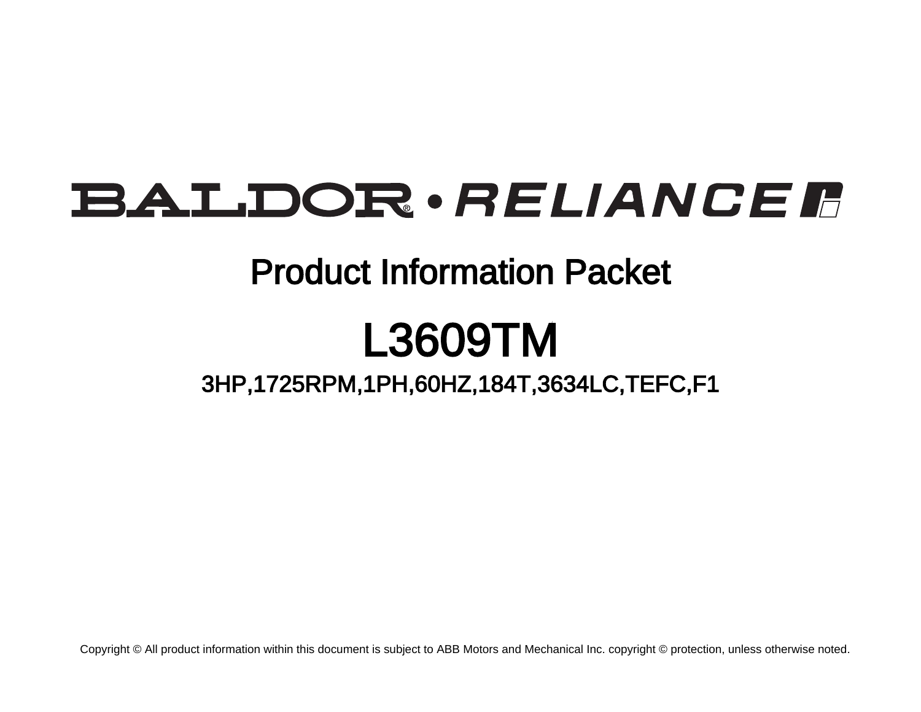# BALDOR • RELIANCE

## Product Information Packet

# L3609TM

### 3HP,1725RPM,1PH,60HZ,184T,3634LC,TEFC,F1

Copyright © All product information within this document is subject to ABB Motors and Mechanical Inc. copyright © protection, unless otherwise noted.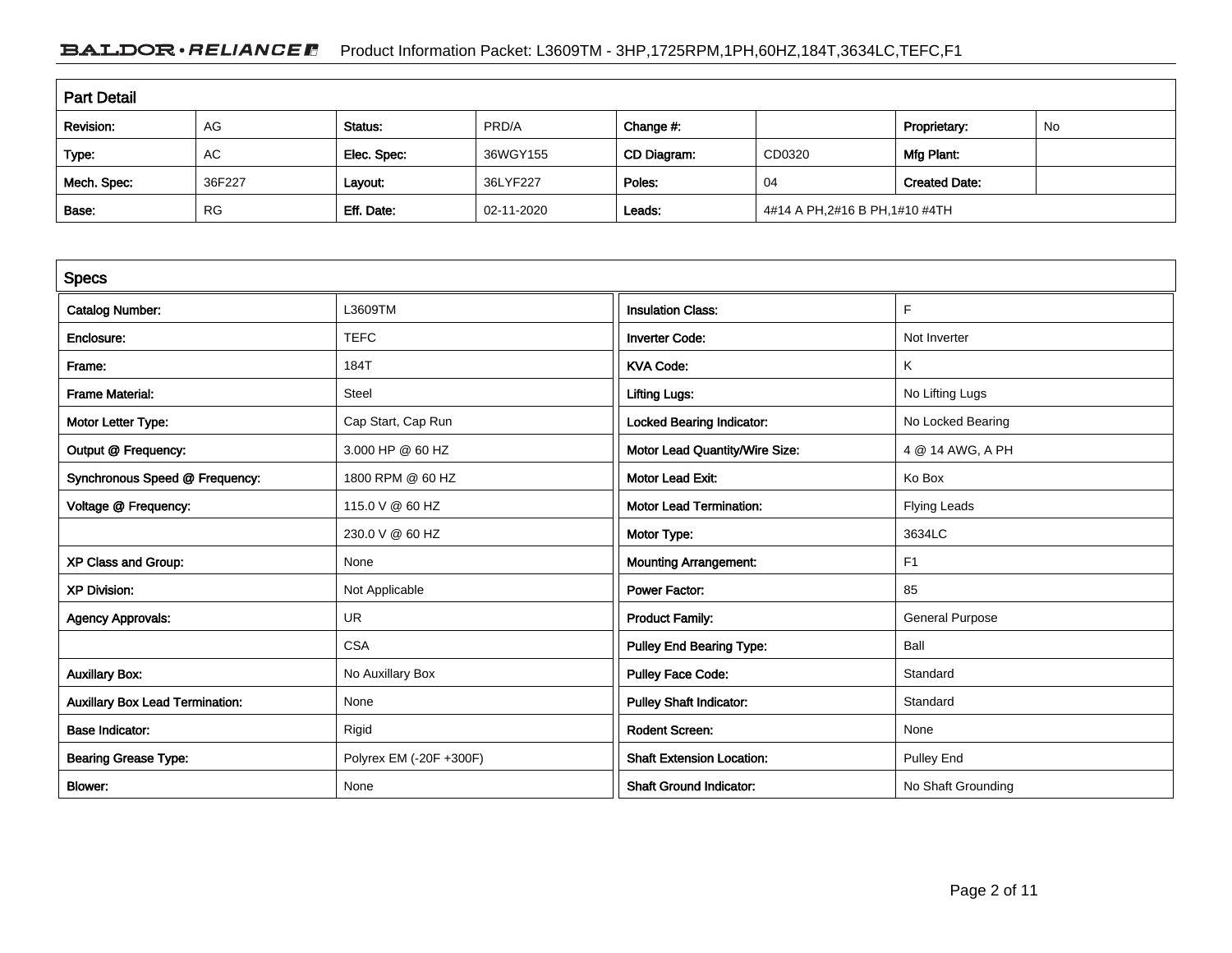## Part Detail

| Revision: | AG | Status: | PRD/A | Change #: | | Proprietary: | No |
|---|---|---|---|---|---|---|---|
| Type: | AC | Elec. Spec: | 36WGY155 | CD Diagram: | CD0320 | Mfg Plant: | |
| Mech. Spec: | 36F227 | Layout: | 36LYF227 | Poles: | 04 | Created Date: | |
| Base: | RG | Eff. Date: | 02-11-2020 | Leads: | 4#14 A PH,2#16 B PH,1#10 #4TH | | |

## Specs

| | | | |
|---|---|---|---|
| Catalog Number: | L3609TM | Insulation Class: | F |
| Enclosure: | TEFC | Inverter Code: | Not Inverter |
| Frame: | 184T | KVA Code: | K |
| Frame Material: | Steel | Lifting Lugs: | No Lifting Lugs |
| Motor Letter Type: | Cap Start, Cap Run | Locked Bearing Indicator: | No Locked Bearing |
| Output @ Frequency: | 3.000 HP @ 60 HZ | Motor Lead Quantity/Wire Size: | 4 @ 14 AWG, A PH |
| Synchronous Speed @ Frequency: | 1800 RPM @ 60 HZ | Motor Lead Exit: | Ko Box |
| Voltage @ Frequency: | 115.0 V @ 60 HZ | Motor Lead Termination: | Flying Leads |
| | 230.0 V @ 60 HZ | Motor Type: | 3634LC |
| XP Class and Group: | None | Mounting Arrangement: | F1 |
| XP Division: | Not Applicable | Power Factor: | 85 |
| Agency Approvals: | UR | Product Family: | General Purpose |
| | CSA | Pulley End Bearing Type: | Ball |
| Auxillary Box: | No Auxillary Box | Pulley Face Code: | Standard |
| Auxillary Box Lead Termination: | None | Pulley Shaft Indicator: | Standard |
| Base Indicator: | Rigid | Rodent Screen: | None |
| Bearing Grease Type: | Polyrex EM (-20F +300F) | Shaft Extension Location: | Pulley End |
| Blower: | None | Shaft Ground Indicator: | No Shaft Grounding |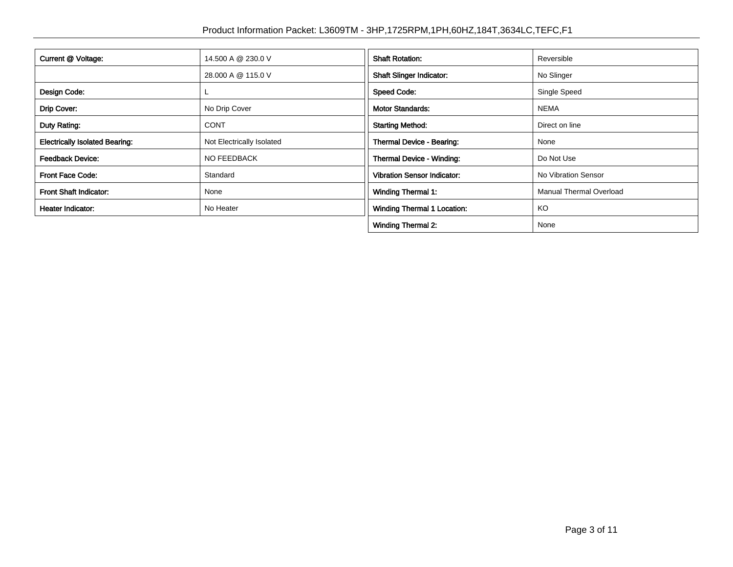| Current @ Voltage: | 14.500 A @ 230.0 V |
| --- | --- |
| | 28.000 A @ 115.0 V |
| Design Code: | L |
| Drip Cover: | No Drip Cover |
| Duty Rating: | CONT |
| Electrically Isolated Bearing: | Not Electrically Isolated |
| Feedback Device: | NO FEEDBACK |
| Front Face Code: | Standard |
| Front Shaft Indicator: | None |
| Heater Indicator: | No Heater |

| Shaft Rotation: | Reversible |
| --- | --- |
| Shaft Slinger Indicator: | No Slinger |
| Speed Code: | Single Speed |
| Motor Standards: | NEMA |
| Starting Method: | Direct on line |
| Thermal Device - Bearing: | None |
| Thermal Device - Winding: | Do Not Use |
| Vibration Sensor Indicator: | No Vibration Sensor |
| Winding Thermal 1: | Manual Thermal Overload |
| Winding Thermal 1 Location: | KO |
| Winding Thermal 2: | None |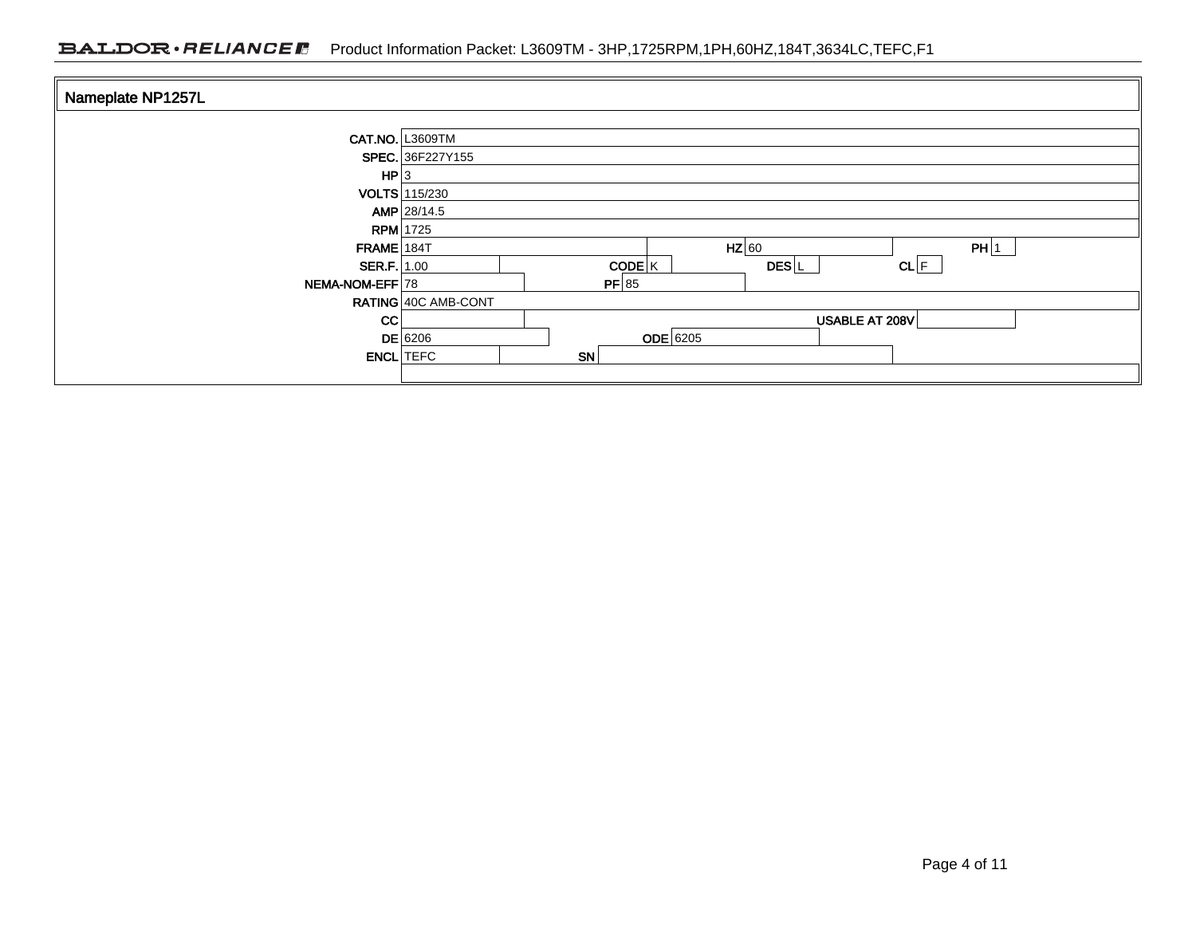## Nameplate NP1257L

| Field | Value | Field | Value | Field | Value | Field | Value |
|---|---|---|---|---|---|---|---|
| CAT.NO. | L3609TM | | | | | | |
| SPEC. | 36F227Y155 | | | | | | |
| HP | 3 | | | | | | |
| VOLTS | 115/230 | | | | | | |
| AMP | 28/14.5 | | | | | | |
| RPM | 1725 | | | | | | |
| FRAME | 184T | HZ | 60 | PH | 1 | | |
| SER.F. | 1.00 | CODE | K | DES | L | CL | F |
| NEMA-NOM-EFF | 78 | PF | 85 | | | | |
| RATING | 40C AMB-CONT | | | | | | |
| CC | | USABLE AT 208V | | | | | |
| DE | 6206 | ODE | 6205 | | | | |
| ENCL | TEFC | SN | | | | | |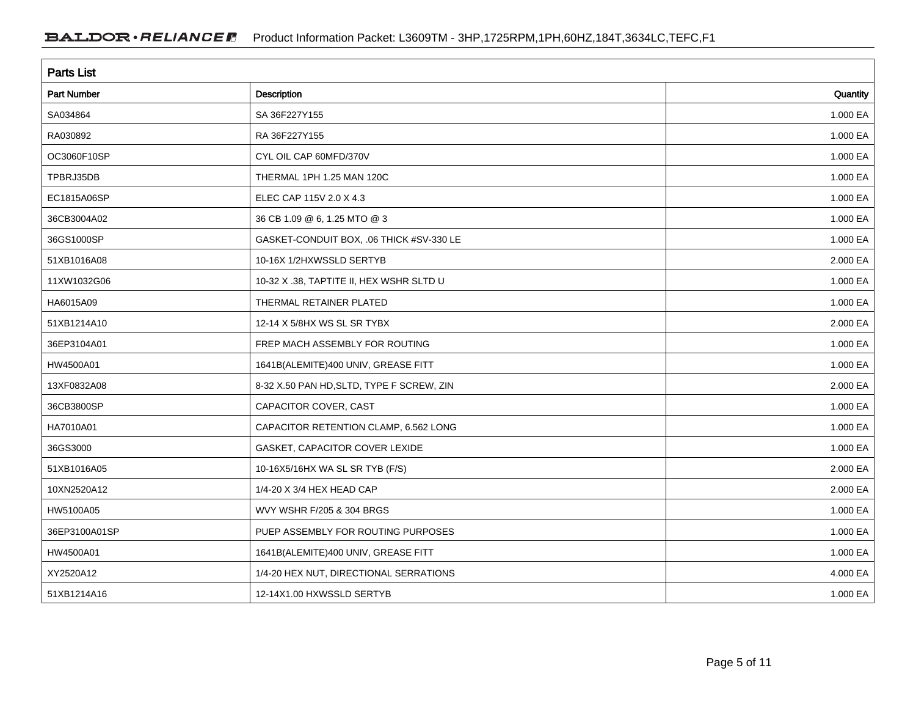## Parts List

| Part Number | Description | Quantity |
|---|---|---|
| SA034864 | SA 36F227Y155 | 1.000 EA |
| RA030892 | RA 36F227Y155 | 1.000 EA |
| OC3060F10SP | CYL OIL CAP 60MFD/370V | 1.000 EA |
| TPBRJ35DB | THERMAL 1PH 1.25 MAN 120C | 1.000 EA |
| EC1815A06SP | ELEC CAP 115V 2.0 X 4.3 | 1.000 EA |
| 36CB3004A02 | 36 CB 1.09 @ 6, 1.25 MTO @ 3 | 1.000 EA |
| 36GS1000SP | GASKET-CONDUIT BOX, .06 THICK #SV-330 LE | 1.000 EA |
| 51XB1016A08 | 10-16X 1/2HXWSSLD SERTYB | 2.000 EA |
| 11XW1032G06 | 10-32 X .38, TAPTITE II, HEX WSHR SLTD U | 1.000 EA |
| HA6015A09 | THERMAL RETAINER PLATED | 1.000 EA |
| 51XB1214A10 | 12-14 X 5/8HX WS SL SR TYBX | 2.000 EA |
| 36EP3104A01 | FREP MACH ASSEMBLY FOR ROUTING | 1.000 EA |
| HW4500A01 | 1641B(ALEMITE)400 UNIV, GREASE FITT | 1.000 EA |
| 13XF0832A08 | 8-32 X.50 PAN HD,SLTD, TYPE F SCREW, ZIN | 2.000 EA |
| 36CB3800SP | CAPACITOR COVER, CAST | 1.000 EA |
| HA7010A01 | CAPACITOR RETENTION CLAMP, 6.562 LONG | 1.000 EA |
| 36GS3000 | GASKET, CAPACITOR COVER LEXIDE | 1.000 EA |
| 51XB1016A05 | 10-16X5/16HX WA SL SR TYB (F/S) | 2.000 EA |
| 10XN2520A12 | 1/4-20 X 3/4 HEX HEAD CAP | 2.000 EA |
| HW5100A05 | WVY WSHR F/205 & 304 BRGS | 1.000 EA |
| 36EP3100A01SP | PUEP ASSEMBLY FOR ROUTING PURPOSES | 1.000 EA |
| HW4500A01 | 1641B(ALEMITE)400 UNIV, GREASE FITT | 1.000 EA |
| XY2520A12 | 1/4-20 HEX NUT, DIRECTIONAL SERRATIONS | 4.000 EA |
| 51XB1214A16 | 12-14X1.00 HXWSSLD SERTYB | 1.000 EA |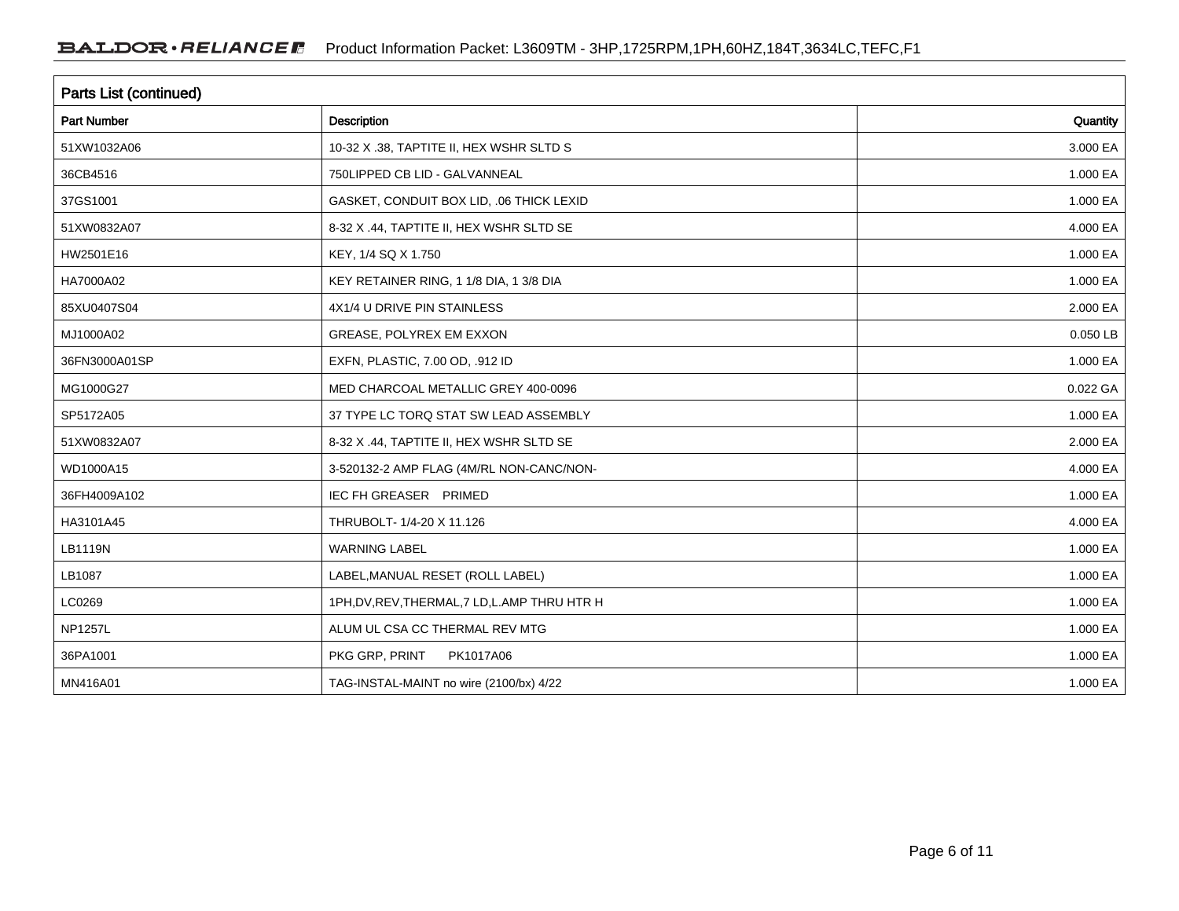## Parts List (continued)

| Part Number | Description | Quantity |
|---|---|---|
| 51XW1032A06 | 10-32 X .38, TAPTITE II, HEX WSHR SLTD S | 3.000 EA |
| 36CB4516 | 750LIPPED CB LID - GALVANNEAL | 1.000 EA |
| 37GS1001 | GASKET, CONDUIT BOX LID, .06 THICK LEXID | 1.000 EA |
| 51XW0832A07 | 8-32 X .44, TAPTITE II, HEX WSHR SLTD SE | 4.000 EA |
| HW2501E16 | KEY, 1/4 SQ X 1.750 | 1.000 EA |
| HA7000A02 | KEY RETAINER RING, 1 1/8 DIA, 1 3/8 DIA | 1.000 EA |
| 85XU0407S04 | 4X1/4 U DRIVE PIN STAINLESS | 2.000 EA |
| MJ1000A02 | GREASE, POLYREX EM EXXON | 0.050 LB |
| 36FN3000A01SP | EXFN, PLASTIC, 7.00 OD, .912 ID | 1.000 EA |
| MG1000G27 | MED CHARCOAL METALLIC GREY 400-0096 | 0.022 GA |
| SP5172A05 | 37 TYPE LC TORQ STAT SW LEAD ASSEMBLY | 1.000 EA |
| 51XW0832A07 | 8-32 X .44, TAPTITE II, HEX WSHR SLTD SE | 2.000 EA |
| WD1000A15 | 3-520132-2 AMP FLAG (4M/RL NON-CANC/NON- | 4.000 EA |
| 36FH4009A102 | IEC FH GREASER PRIMED | 1.000 EA |
| HA3101A45 | THRUBOLT- 1/4-20 X 11.126 | 4.000 EA |
| LB1119N | WARNING LABEL | 1.000 EA |
| LB1087 | LABEL,MANUAL RESET (ROLL LABEL) | 1.000 EA |
| LC0269 | 1PH,DV,REV,THERMAL,7 LD,L.AMP THRU HTR H | 1.000 EA |
| NP1257L | ALUM UL CSA CC THERMAL REV MTG | 1.000 EA |
| 36PA1001 | PKG GRP, PRINT PK1017A06 | 1.000 EA |
| MN416A01 | TAG-INSTAL-MAINT no wire (2100/bx) 4/22 | 1.000 EA |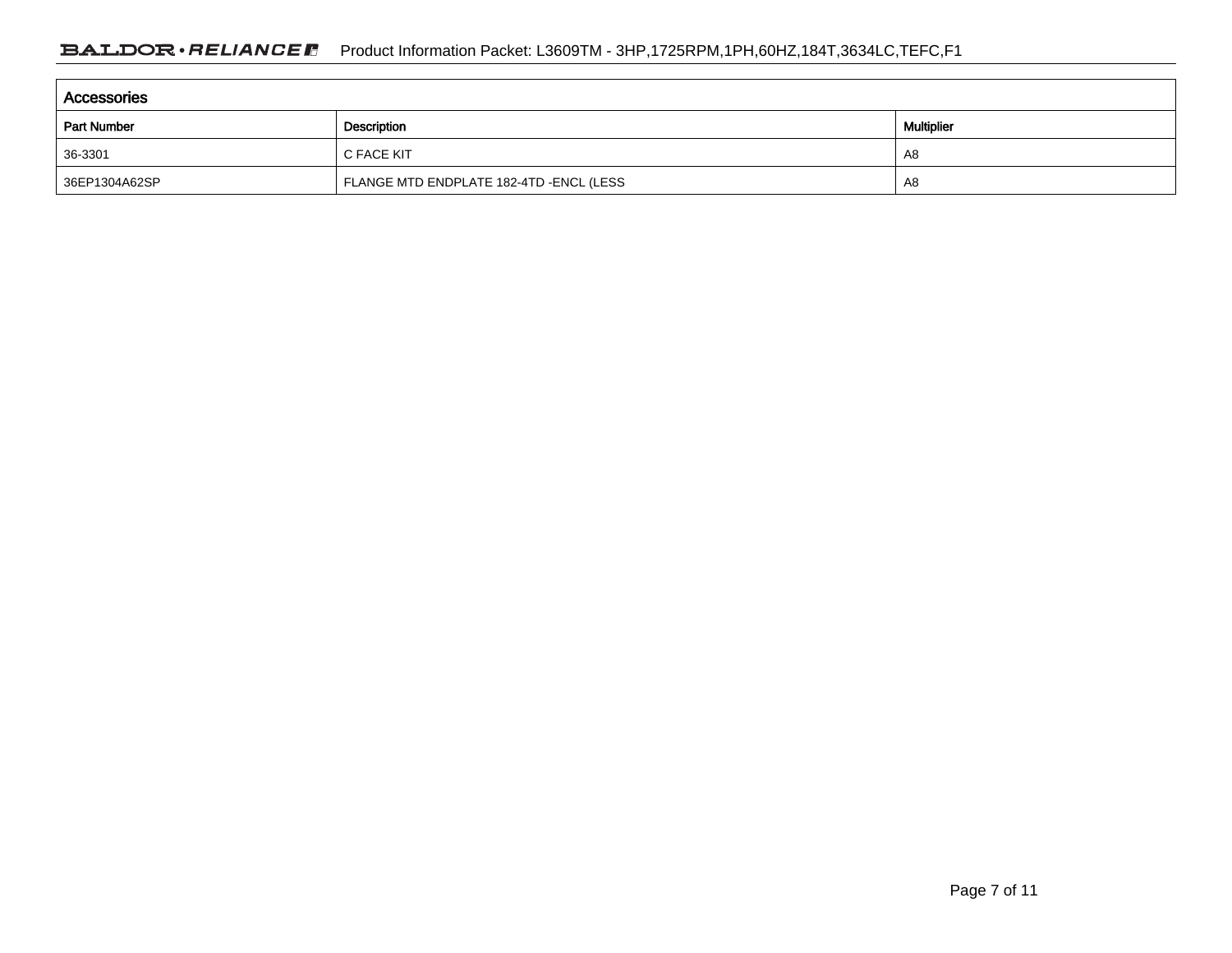## Accessories

| Part Number | Description | Multiplier |
|---|---|---|
| 36-3301 | C FACE KIT | A8 |
| 36EP1304A62SP | FLANGE MTD ENDPLATE 182-4TD -ENCL (LESS | A8 |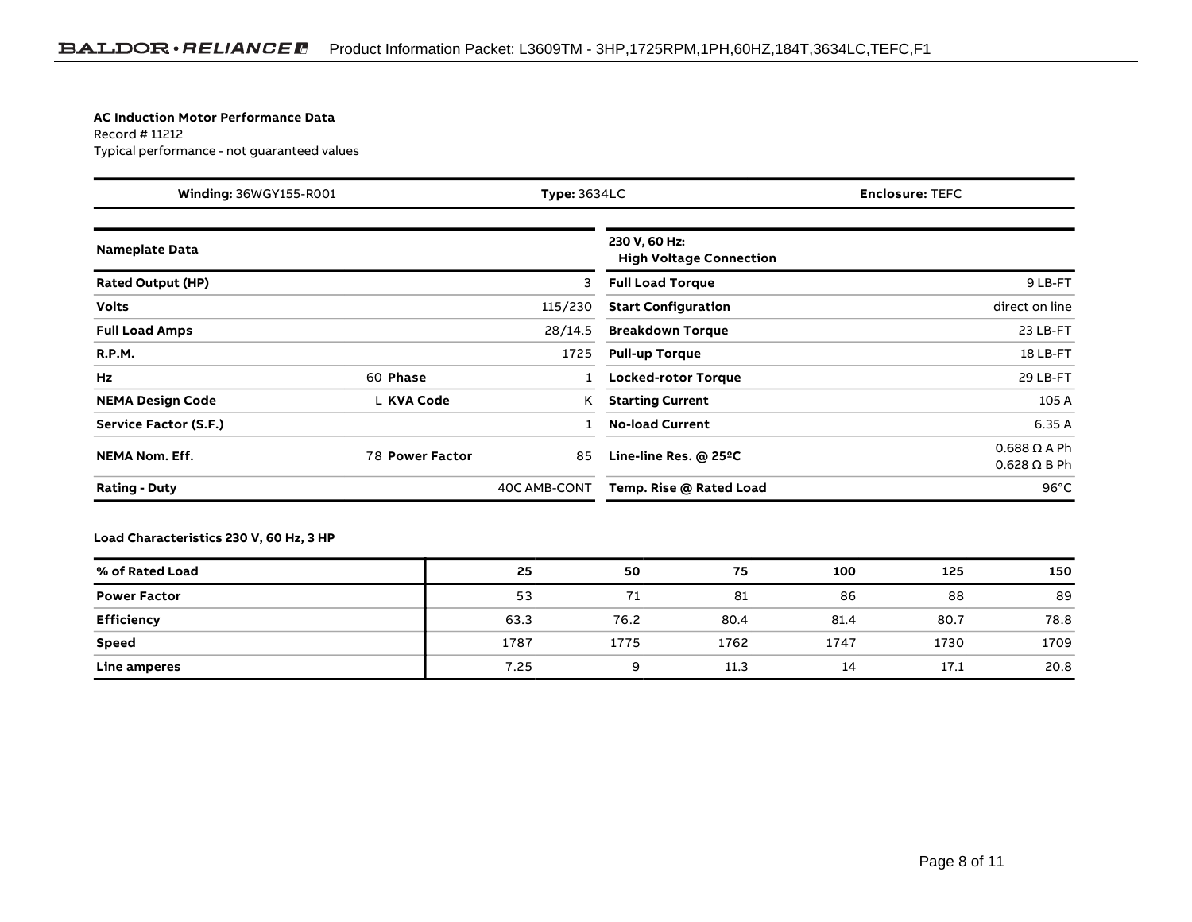**AC Induction Motor Performance Data**
Record # 11212
Typical performance - not guaranteed values

| **Winding:** 36WGY155-R001 | **Type:** 3634LC | **Enclosure:** TEFC |
|---|---|---|

| **Nameplate Data** | | | | **230 V, 60 Hz: High Voltage Connection** | |
|---|---|---|---|---|---|
| **Rated Output (HP)** | | | 3 | **Full Load Torque** | 9 LB-FT |
| **Volts** | | | 115/230 | **Start Configuration** | direct on line |
| **Full Load Amps** | | | 28/14.5 | **Breakdown Torque** | 23 LB-FT |
| **R.P.M.** | | | 1725 | **Pull-up Torque** | 18 LB-FT |
| **Hz** | 60 | **Phase** | 1 | **Locked-rotor Torque** | 29 LB-FT |
| **NEMA Design Code** | L | **KVA Code** | K | **Starting Current** | 105 A |
| **Service Factor (S.F.)** | | | 1 | **No-load Current** | 6.35 A |
| **NEMA Nom. Eff.** | 78 | **Power Factor** | 85 | **Line-line Res. @ 25ºC** | 0.688 Ω A Ph<br>0.628 Ω B Ph |
| **Rating - Duty** | | | 40C AMB-CONT | **Temp. Rise @ Rated Load** | 96°C |

**Load Characteristics 230 V, 60 Hz, 3 HP**

| % of Rated Load | 25 | 50 | 75 | 100 | 125 | 150 |
|---|---|---|---|---|---|---|
| **Power Factor** | 53 | 71 | 81 | 86 | 88 | 89 |
| **Efficiency** | 63.3 | 76.2 | 80.4 | 81.4 | 80.7 | 78.8 |
| **Speed** | 1787 | 1775 | 1762 | 1747 | 1730 | 1709 |
| **Line amperes** | 7.25 | 9 | 11.3 | 14 | 17.1 | 20.8 |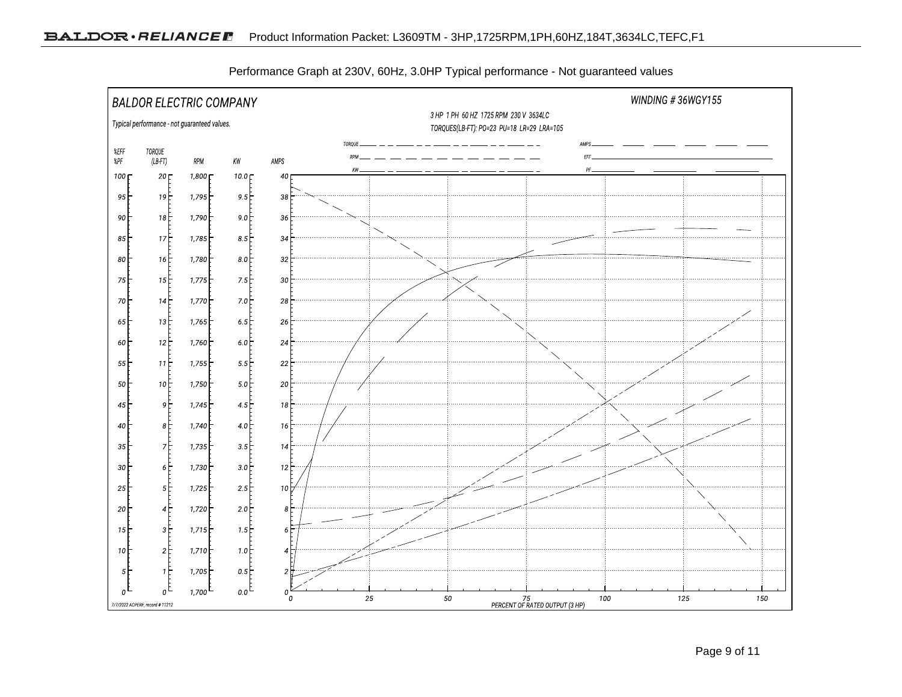Product Information Packet: L3609TM - 3HP,1725RPM,1PH,60HZ,184T,3634LC,TEFC,F1

Performance Graph at 230V, 60Hz, 3.0HP Typical performance - Not guaranteed values

BALDOR ELECTRIC COMPANY

WINDING # 36WGY155

Typical performance - not guaranteed values.

3 HP 1 PH 60 HZ 1725 RPM 230 V 3634LC

TORQUES(LB-FT): PO=23 PU=18 LR=29 LRA=105

| %EFF %PF | TORQUE (LB-FT) | RPM | KW | AMPS |
|---|---|---|---|---|
| 100 | 20 | 1,800 | 10.0 | 40 |
| 95 | 19 | 1,795 | 9.5 | 38 |
| 90 | 18 | 1,790 | 9.0 | 36 |
| 85 | 17 | 1,785 | 8.5 | 34 |
| 80 | 16 | 1,780 | 8.0 | 32 |
| 75 | 15 | 1,775 | 7.5 | 30 |
| 70 | 14 | 1,770 | 7.0 | 28 |
| 65 | 13 | 1,765 | 6.5 | 26 |
| 60 | 12 | 1,760 | 6.0 | 24 |
| 55 | 11 | 1,755 | 5.5 | 22 |
| 50 | 10 | 1,750 | 5.0 | 20 |
| 45 | 9 | 1,745 | 4.5 | 18 |
| 40 | 8 | 1,740 | 4.0 | 16 |
| 35 | 7 | 1,735 | 3.5 | 14 |
| 30 | 6 | 1,730 | 3.0 | 12 |
| 25 | 5 | 1,725 | 2.5 | 10 |
| 20 | 4 | 1,720 | 2.0 | 8 |
| 15 | 3 | 1,715 | 1.5 | 6 |
| 10 | 2 | 1,710 | 1.0 | 4 |
| 5 | 1 | 1,705 | 0.5 | 2 |
| 0 | 0 | 1,700 | 0.0 | 0 |

Legend: TORQUE, RPM, KW, AMPS, EFF, PF

PERCENT OF RATED OUTPUT (3 HP): 0, 25, 50, 75, 100, 125, 150

7/7/2022 ACPERF, record # 11212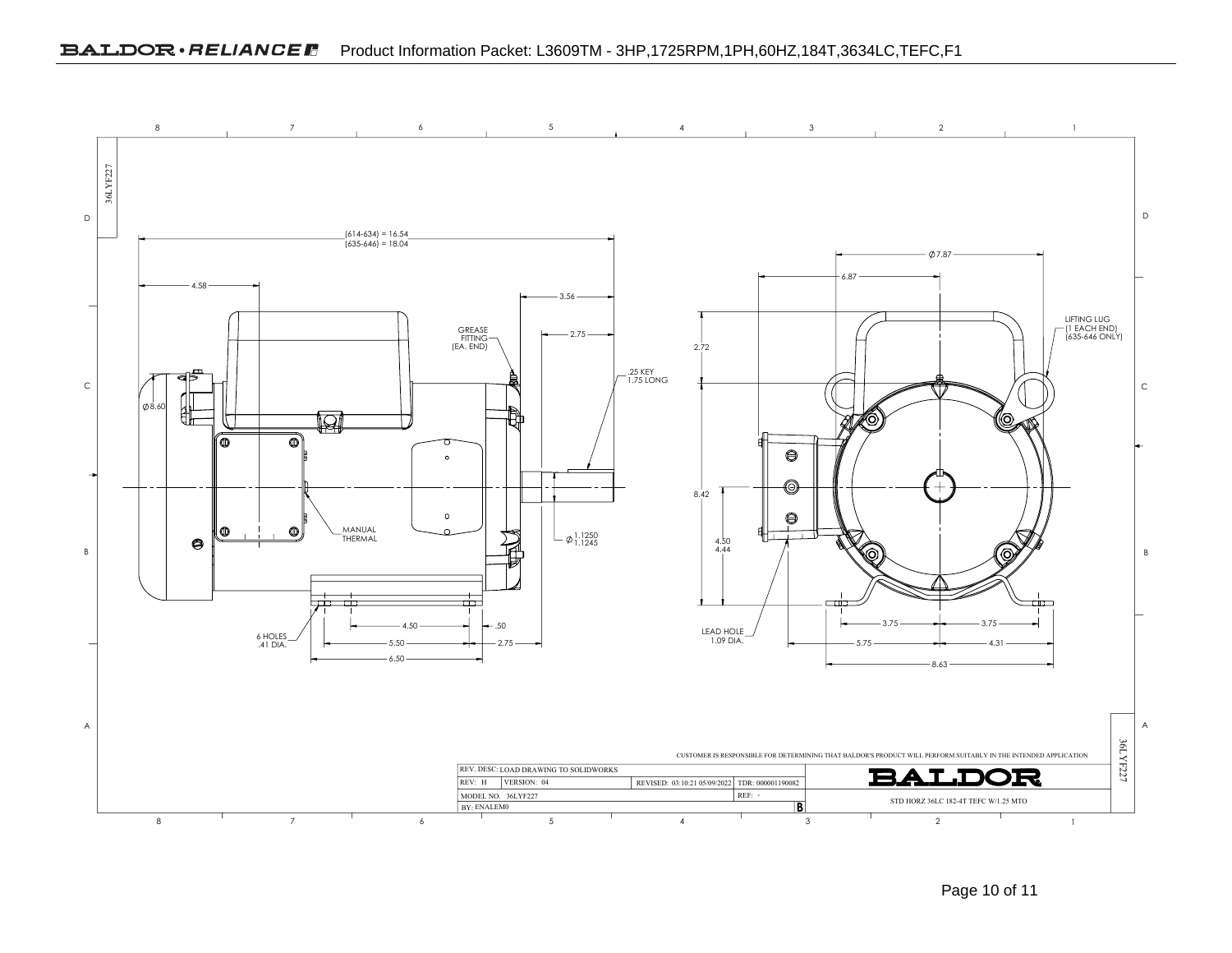Product Information Packet: L3609TM - 3HP,1725RPM,1PH,60HZ,184T,3634LC,TEFC,F1

36LYF227

(614-634) = 16.54
(635-646) = 18.04

4.58

3.56

2.75

GREASE FITTING (EA. END)

.25 KEY 1.75 LONG

Ø 8.60

MANUAL THERMAL

Ø 1.1250 / 1.1245

6 HOLES .41 DIA.

4.50

.50

5.50

2.75

6.50

Ø 7.87

6.87

2.72

LIFTING LUG (1 EACH END) (635-646 ONLY)

8.42

4.50 / 4.44

LEAD HOLE 1.09 DIA.

3.75

3.75

5.75

4.31

8.63

CUSTOMER IS RESPONSIBLE FOR DETERMINING THAT BALDOR'S PRODUCT WILL PERFORM SUITABLY IN THE INTENDED APPLICATION

| REV. DESC: LOAD DRAWING TO SOLIDWORKS | | | |
|---|---|---|---|
| REV: H | VERSION: 04 | REVISED: 03:10:21 05/09/2022 | TDR: 000001190082 |
| MODEL NO. 36LYF227 | | | REF: - |
| BY: ENALEM0 | | | B |

BALDOR

STD HORZ 36LC 182-4T TEFC W/1.25 MTO

36LYF227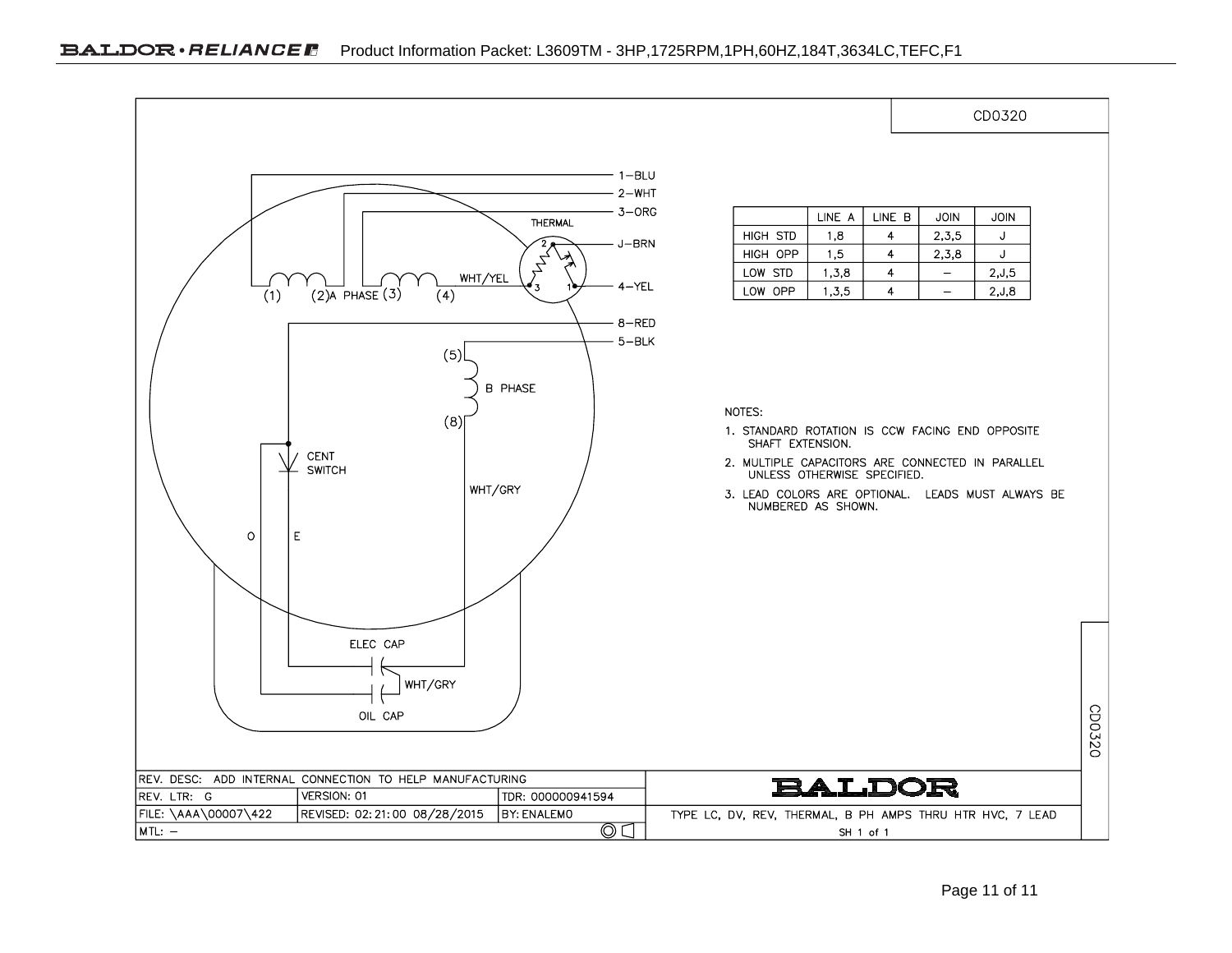CD0320

1–BLU
2–WHT
3–ORG
THERMAL
J–BRN
WHT/YEL
4–YEL
(1) (2)A PHASE (3) (4)
8–RED
5–BLK
(5)
B PHASE
(8)
CENT SWITCH
WHT/GRY
O E
ELEC CAP
WHT/GRY
OIL CAP

| | LINE A | LINE B | JOIN | JOIN |
|---|---|---|---|---|
| HIGH STD | 1,8 | 4 | 2,3,5 | J |
| HIGH OPP | 1,5 | 4 | 2,3,8 | J |
| LOW STD | 1,3,8 | 4 | – | 2,J,5 |
| LOW OPP | 1,3,5 | 4 | – | 2,J,8 |

NOTES:

1. STANDARD ROTATION IS CCW FACING END OPPOSITE SHAFT EXTENSION.
2. MULTIPLE CAPACITORS ARE CONNECTED IN PARALLEL UNLESS OTHERWISE SPECIFIED.
3. LEAD COLORS ARE OPTIONAL. LEADS MUST ALWAYS BE NUMBERED AS SHOWN.

| | | |
|---|---|---|
| REV. DESC: ADD INTERNAL CONNECTION TO HELP MANUFACTURING | | |
| REV. LTR: G | VERSION: 01 | TDR: 000000941594 |
| FILE: \AAA\00007\422 | REVISED: 02:21:00 08/28/2015 | BY: ENALEMO |
| MTL: – | | |

BALDOR

TYPE LC, DV, REV, THERMAL, B PH AMPS THRU HTR HVC, 7 LEAD

SH 1 of 1

CD0320